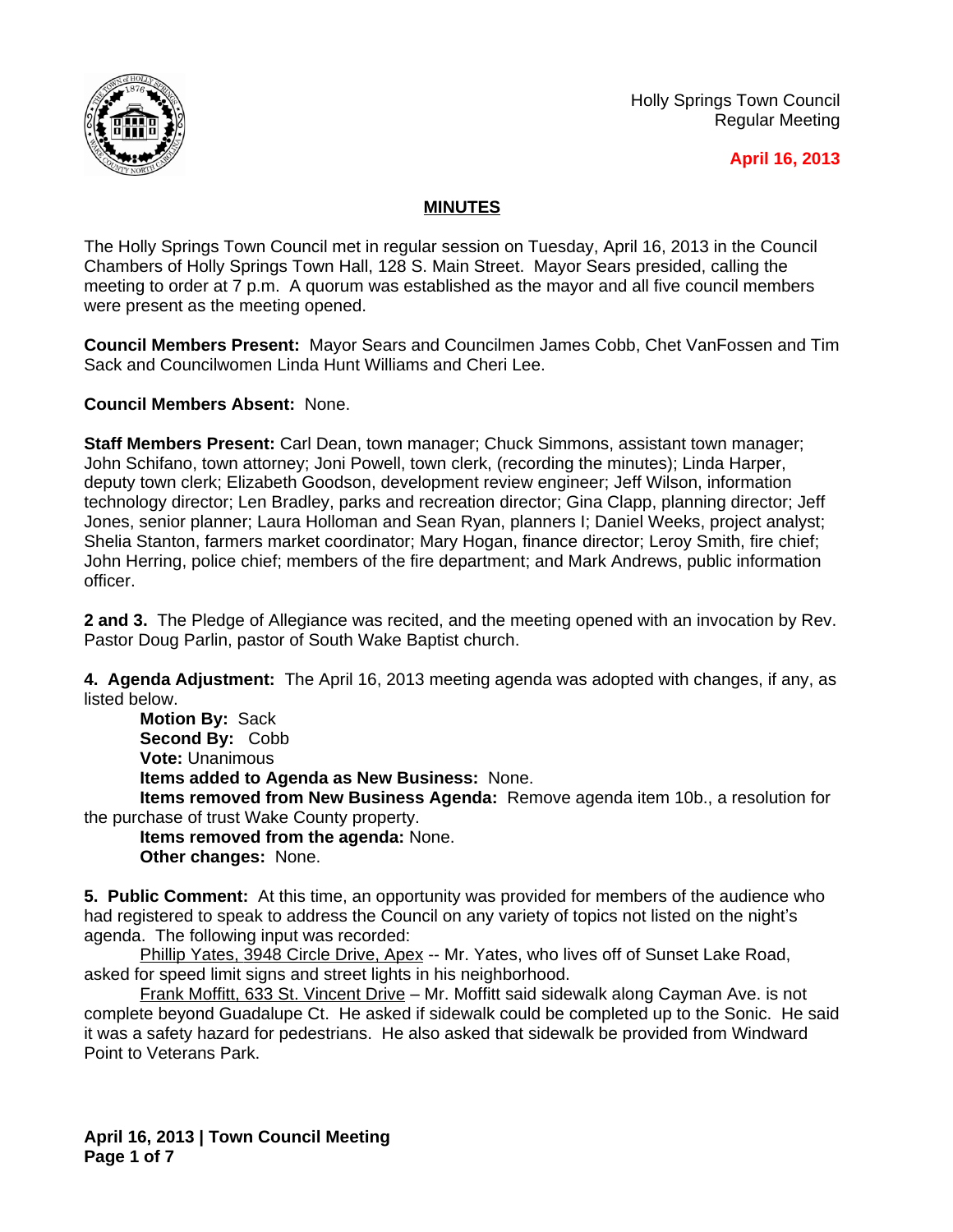Holly Springs Town Council
Regular Meeting

**April 16, 2013**

## MINUTES

The Holly Springs Town Council met in regular session on Tuesday, April 16, 2013 in the Council Chambers of Holly Springs Town Hall, 128 S. Main Street. Mayor Sears presided, calling the meeting to order at 7 p.m. A quorum was established as the mayor and all five council members were present as the meeting opened.

**Council Members Present:** Mayor Sears and Councilmen James Cobb, Chet VanFossen and Tim Sack and Councilwomen Linda Hunt Williams and Cheri Lee.

**Council Members Absent:** None.

**Staff Members Present:** Carl Dean, town manager; Chuck Simmons, assistant town manager; John Schifano, town attorney; Joni Powell, town clerk, (recording the minutes); Linda Harper, deputy town clerk; Elizabeth Goodson, development review engineer; Jeff Wilson, information technology director; Len Bradley, parks and recreation director; Gina Clapp, planning director; Jeff Jones, senior planner; Laura Holloman and Sean Ryan, planners I; Daniel Weeks, project analyst; Shelia Stanton, farmers market coordinator; Mary Hogan, finance director; Leroy Smith, fire chief; John Herring, police chief; members of the fire department; and Mark Andrews, public information officer.

**2 and 3.** The Pledge of Allegiance was recited, and the meeting opened with an invocation by Rev. Pastor Doug Parlin, pastor of South Wake Baptist church.

**4. Agenda Adjustment:** The April 16, 2013 meeting agenda was adopted with changes, if any, as listed below.

**Motion By:** Sack
**Second By:** Cobb
**Vote:** Unanimous
**Items added to Agenda as New Business:** None.
**Items removed from New Business Agenda:** Remove agenda item 10b., a resolution for the purchase of trust Wake County property.
**Items removed from the agenda:** None.
**Other changes:** None.

**5. Public Comment:** At this time, an opportunity was provided for members of the audience who had registered to speak to address the Council on any variety of topics not listed on the night's agenda. The following input was recorded:

Phillip Yates, 3948 Circle Drive, Apex -- Mr. Yates, who lives off of Sunset Lake Road, asked for speed limit signs and street lights in his neighborhood.

Frank Moffitt, 633 St. Vincent Drive – Mr. Moffitt said sidewalk along Cayman Ave. is not complete beyond Guadalupe Ct. He asked if sidewalk could be completed up to the Sonic. He said it was a safety hazard for pedestrians. He also asked that sidewalk be provided from Windward Point to Veterans Park.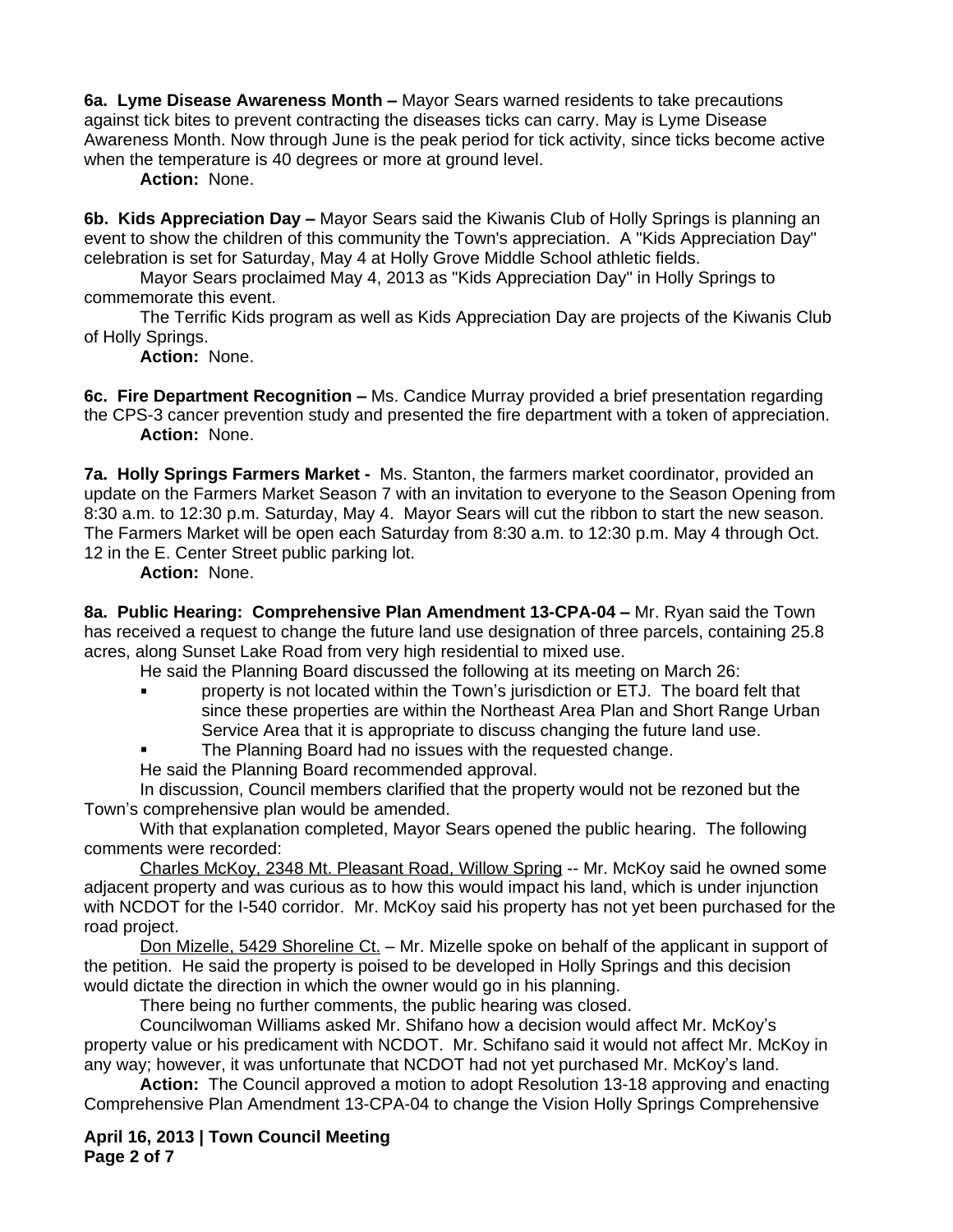**6a. Lyme Disease Awareness Month –** Mayor Sears warned residents to take precautions against tick bites to prevent contracting the diseases ticks can carry. May is Lyme Disease Awareness Month. Now through June is the peak period for tick activity, since ticks become active when the temperature is 40 degrees or more at ground level.

**Action:** None.

**6b. Kids Appreciation Day –** Mayor Sears said the Kiwanis Club of Holly Springs is planning an event to show the children of this community the Town's appreciation. A "Kids Appreciation Day" celebration is set for Saturday, May 4 at Holly Grove Middle School athletic fields.

Mayor Sears proclaimed May 4, 2013 as "Kids Appreciation Day" in Holly Springs to commemorate this event.

The Terrific Kids program as well as Kids Appreciation Day are projects of the Kiwanis Club of Holly Springs.

**Action:** None.

**6c. Fire Department Recognition –** Ms. Candice Murray provided a brief presentation regarding the CPS-3 cancer prevention study and presented the fire department with a token of appreciation.

**Action:** None.

**7a. Holly Springs Farmers Market -** Ms. Stanton, the farmers market coordinator, provided an update on the Farmers Market Season 7 with an invitation to everyone to the Season Opening from 8:30 a.m. to 12:30 p.m. Saturday, May 4. Mayor Sears will cut the ribbon to start the new season. The Farmers Market will be open each Saturday from 8:30 a.m. to 12:30 p.m. May 4 through Oct. 12 in the E. Center Street public parking lot.

**Action:** None.

**8a. Public Hearing: Comprehensive Plan Amendment 13-CPA-04 –** Mr. Ryan said the Town has received a request to change the future land use designation of three parcels, containing 25.8 acres, along Sunset Lake Road from very high residential to mixed use.

He said the Planning Board discussed the following at its meeting on March 26:

- property is not located within the Town's jurisdiction or ETJ. The board felt that since these properties are within the Northeast Area Plan and Short Range Urban Service Area that it is appropriate to discuss changing the future land use.
- The Planning Board had no issues with the requested change.

He said the Planning Board recommended approval.

In discussion, Council members clarified that the property would not be rezoned but the Town's comprehensive plan would be amended.

With that explanation completed, Mayor Sears opened the public hearing. The following comments were recorded:

Charles McKoy, 2348 Mt. Pleasant Road, Willow Spring -- Mr. McKoy said he owned some adjacent property and was curious as to how this would impact his land, which is under injunction with NCDOT for the I-540 corridor. Mr. McKoy said his property has not yet been purchased for the road project.

Don Mizelle, 5429 Shoreline Ct. – Mr. Mizelle spoke on behalf of the applicant in support of the petition. He said the property is poised to be developed in Holly Springs and this decision would dictate the direction in which the owner would go in his planning.

There being no further comments, the public hearing was closed.

Councilwoman Williams asked Mr. Shifano how a decision would affect Mr. McKoy's property value or his predicament with NCDOT. Mr. Schifano said it would not affect Mr. McKoy in any way; however, it was unfortunate that NCDOT had not yet purchased Mr. McKoy's land.

**Action:** The Council approved a motion to adopt Resolution 13-18 approving and enacting Comprehensive Plan Amendment 13-CPA-04 to change the Vision Holly Springs Comprehensive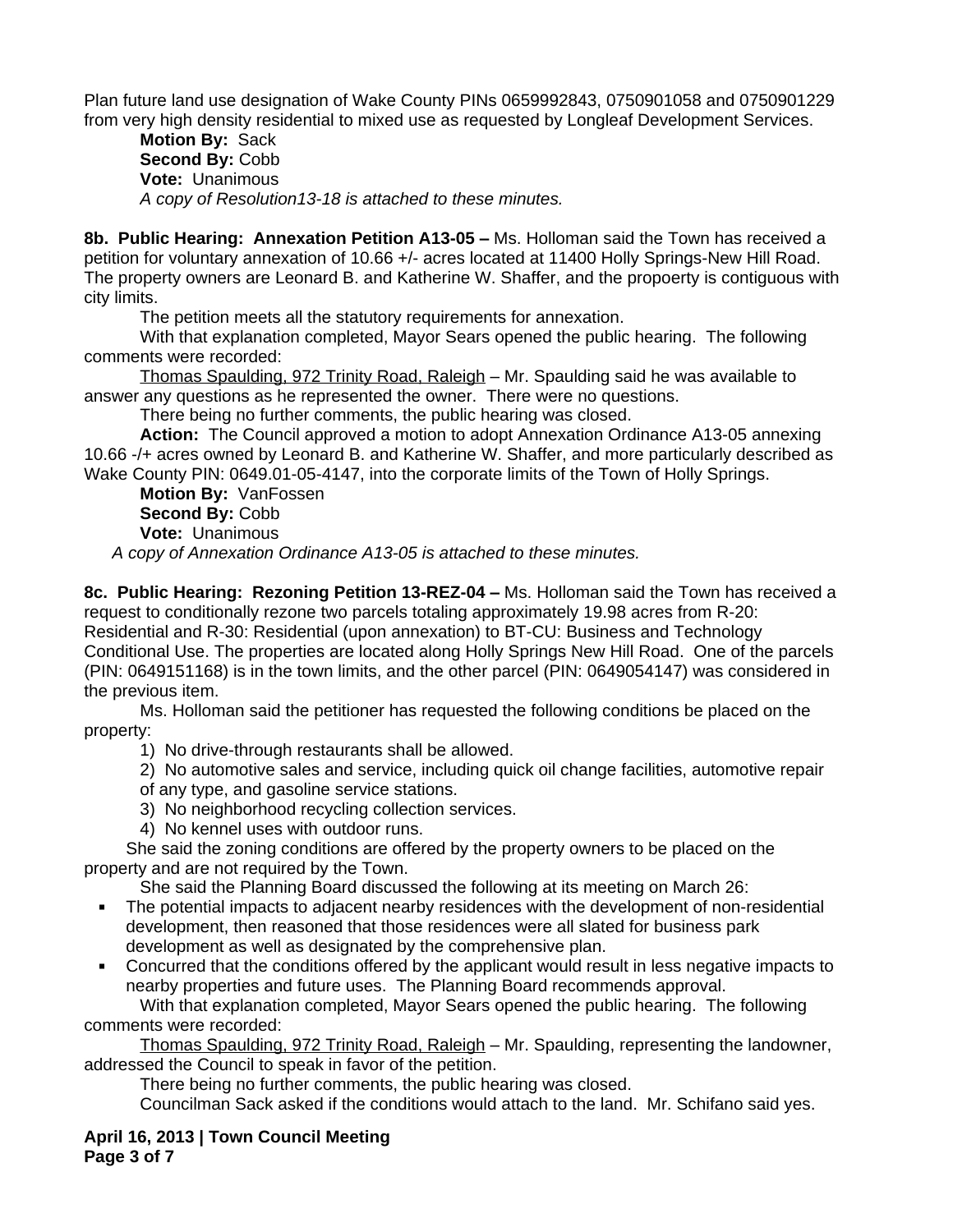Plan future land use designation of Wake County PINs 0659992843, 0750901058 and 0750901229 from very high density residential to mixed use as requested by Longleaf Development Services.

**Motion By:** Sack
**Second By:** Cobb
**Vote:** Unanimous
*A copy of Resolution13-18 is attached to these minutes.*

**8b. Public Hearing: Annexation Petition A13-05 –** Ms. Holloman said the Town has received a petition for voluntary annexation of 10.66 +/- acres located at 11400 Holly Springs-New Hill Road. The property owners are Leonard B. and Katherine W. Shaffer, and the propoerty is contiguous with city limits.

The petition meets all the statutory requirements for annexation.

With that explanation completed, Mayor Sears opened the public hearing. The following comments were recorded:

Thomas Spaulding, 972 Trinity Road, Raleigh – Mr. Spaulding said he was available to answer any questions as he represented the owner. There were no questions.

There being no further comments, the public hearing was closed.

**Action:** The Council approved a motion to adopt Annexation Ordinance A13-05 annexing 10.66 -/+ acres owned by Leonard B. and Katherine W. Shaffer, and more particularly described as Wake County PIN: 0649.01-05-4147, into the corporate limits of the Town of Holly Springs.

**Motion By:** VanFossen
**Second By:** Cobb
**Vote:** Unanimous
*A copy of Annexation Ordinance A13-05 is attached to these minutes.*

**8c. Public Hearing: Rezoning Petition 13-REZ-04 –** Ms. Holloman said the Town has received a request to conditionally rezone two parcels totaling approximately 19.98 acres from R-20: Residential and R-30: Residential (upon annexation) to BT-CU: Business and Technology Conditional Use. The properties are located along Holly Springs New Hill Road. One of the parcels (PIN: 0649151168) is in the town limits, and the other parcel (PIN: 0649054147) was considered in the previous item.

Ms. Holloman said the petitioner has requested the following conditions be placed on the property:

1) No drive-through restaurants shall be allowed.
2) No automotive sales and service, including quick oil change facilities, automotive repair of any type, and gasoline service stations.
3) No neighborhood recycling collection services.
4) No kennel uses with outdoor runs.

She said the zoning conditions are offered by the property owners to be placed on the property and are not required by the Town.

She said the Planning Board discussed the following at its meeting on March 26:

- The potential impacts to adjacent nearby residences with the development of non-residential development, then reasoned that those residences were all slated for business park development as well as designated by the comprehensive plan.
- Concurred that the conditions offered by the applicant would result in less negative impacts to nearby properties and future uses. The Planning Board recommends approval.

With that explanation completed, Mayor Sears opened the public hearing. The following comments were recorded:

Thomas Spaulding, 972 Trinity Road, Raleigh – Mr. Spaulding, representing the landowner, addressed the Council to speak in favor of the petition.

There being no further comments, the public hearing was closed.

Councilman Sack asked if the conditions would attach to the land. Mr. Schifano said yes.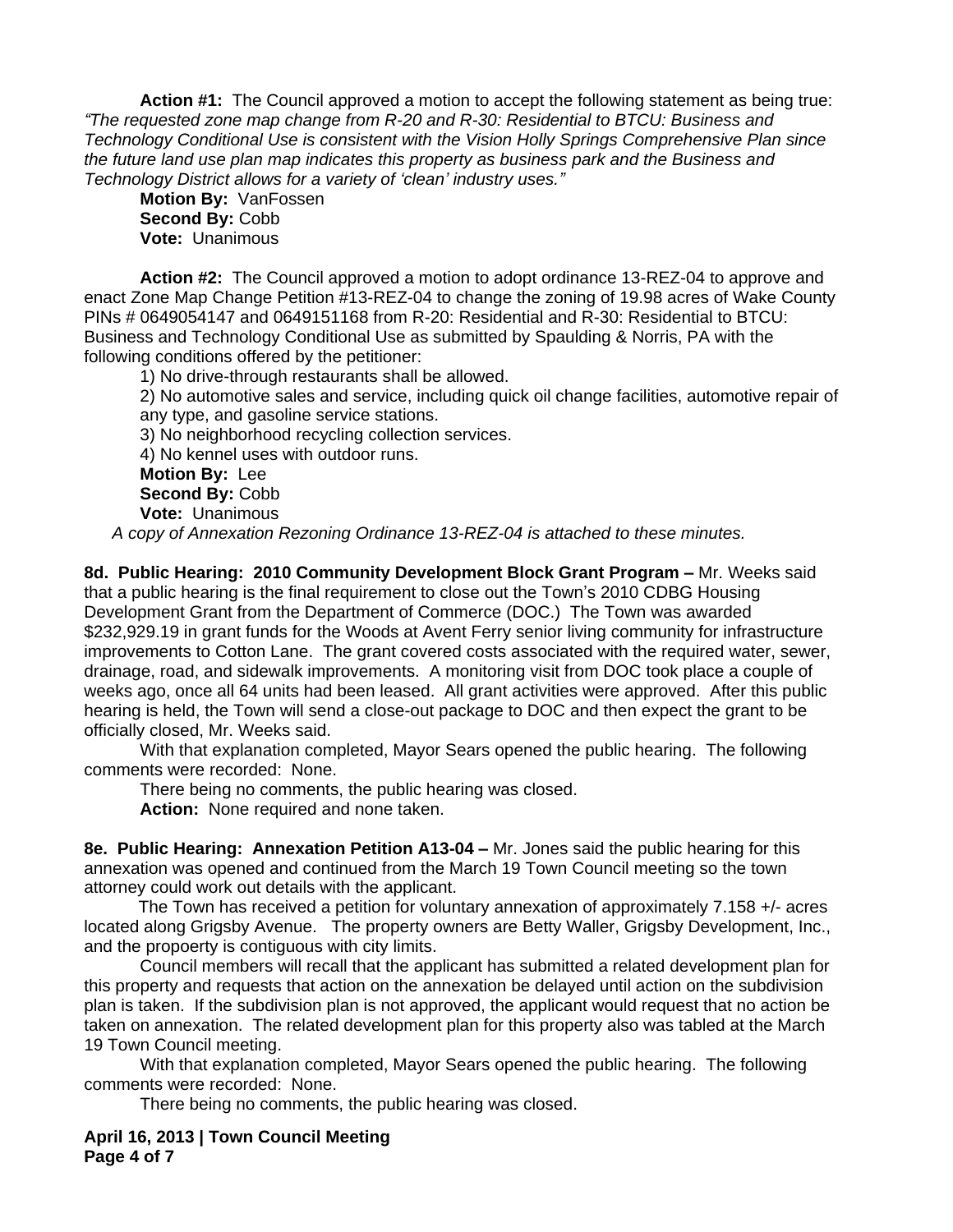**Action #1:** The Council approved a motion to accept the following statement as being true: *"The requested zone map change from R-20 and R-30: Residential to BTCU: Business and Technology Conditional Use is consistent with the Vision Holly Springs Comprehensive Plan since the future land use plan map indicates this property as business park and the Business and Technology District allows for a variety of 'clean' industry uses."*

**Motion By:** VanFossen
**Second By:** Cobb
**Vote:** Unanimous

**Action #2:** The Council approved a motion to adopt ordinance 13-REZ-04 to approve and enact Zone Map Change Petition #13-REZ-04 to change the zoning of 19.98 acres of Wake County PINs # 0649054147 and 0649151168 from R-20: Residential and R-30: Residential to BTCU: Business and Technology Conditional Use as submitted by Spaulding & Norris, PA with the following conditions offered by the petitioner:

1) No drive-through restaurants shall be allowed.
2) No automotive sales and service, including quick oil change facilities, automotive repair of any type, and gasoline service stations.
3) No neighborhood recycling collection services.
4) No kennel uses with outdoor runs.

**Motion By:** Lee
**Second By:** Cobb
**Vote:** Unanimous

*A copy of Annexation Rezoning Ordinance 13-REZ-04 is attached to these minutes.*

**8d. Public Hearing: 2010 Community Development Block Grant Program –** Mr. Weeks said that a public hearing is the final requirement to close out the Town's 2010 CDBG Housing Development Grant from the Department of Commerce (DOC.) The Town was awarded $232,929.19 in grant funds for the Woods at Avent Ferry senior living community for infrastructure improvements to Cotton Lane. The grant covered costs associated with the required water, sewer, drainage, road, and sidewalk improvements. A monitoring visit from DOC took place a couple of weeks ago, once all 64 units had been leased. All grant activities were approved. After this public hearing is held, the Town will send a close-out package to DOC and then expect the grant to be officially closed, Mr. Weeks said.

With that explanation completed, Mayor Sears opened the public hearing. The following comments were recorded: None.

There being no comments, the public hearing was closed.

**Action:** None required and none taken.

**8e. Public Hearing: Annexation Petition A13-04 –** Mr. Jones said the public hearing for this annexation was opened and continued from the March 19 Town Council meeting so the town attorney could work out details with the applicant.

The Town has received a petition for voluntary annexation of approximately 7.158 +/- acres located along Grigsby Avenue. The property owners are Betty Waller, Grigsby Development, Inc., and the propoerty is contiguous with city limits.

Council members will recall that the applicant has submitted a related development plan for this property and requests that action on the annexation be delayed until action on the subdivision plan is taken. If the subdivision plan is not approved, the applicant would request that no action be taken on annexation. The related development plan for this property also was tabled at the March 19 Town Council meeting.

With that explanation completed, Mayor Sears opened the public hearing. The following comments were recorded: None.

There being no comments, the public hearing was closed.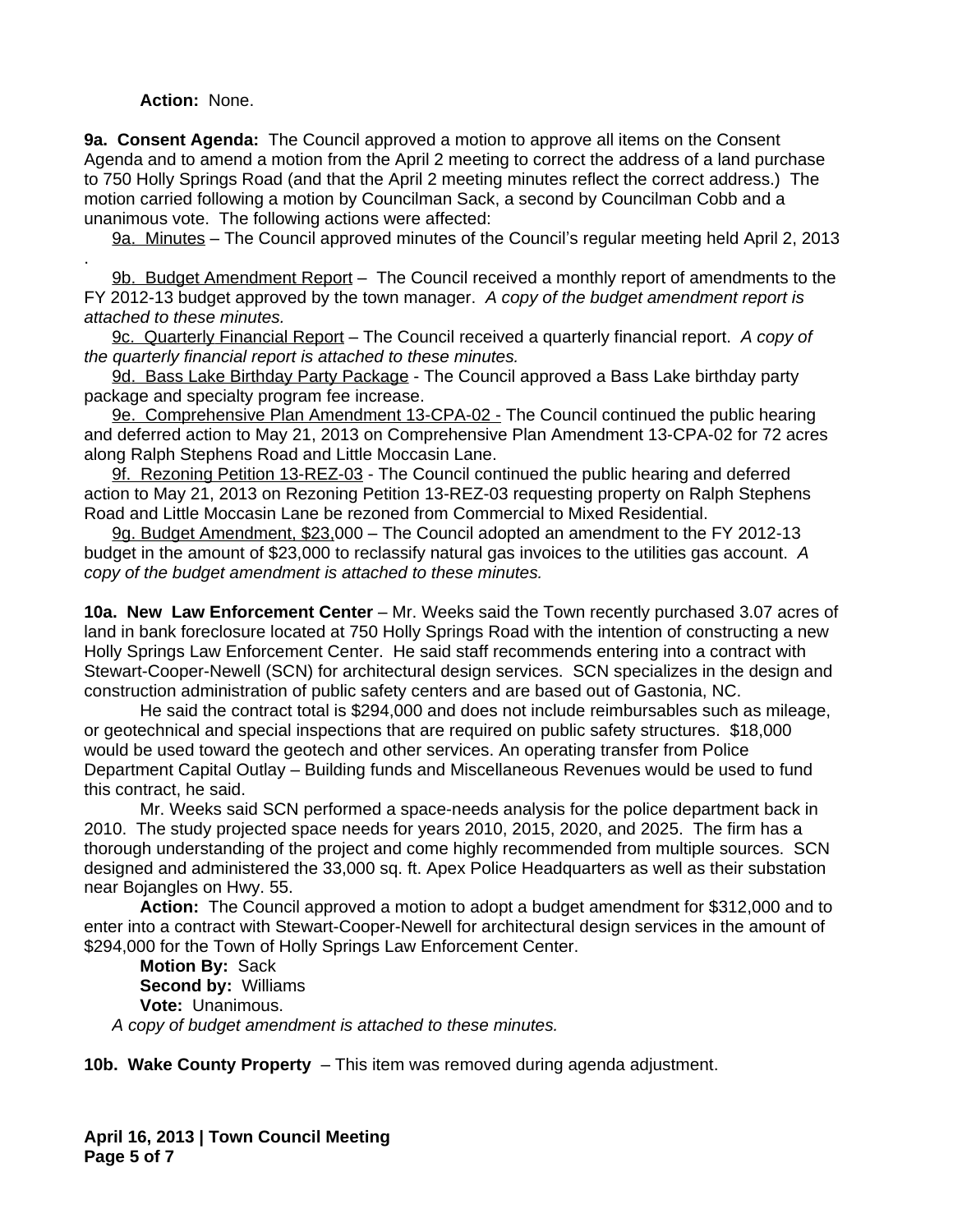**Action:** None.

**9a. Consent Agenda:** The Council approved a motion to approve all items on the Consent Agenda and to amend a motion from the April 2 meeting to correct the address of a land purchase to 750 Holly Springs Road (and that the April 2 meeting minutes reflect the correct address.) The motion carried following a motion by Councilman Sack, a second by Councilman Cobb and a unanimous vote. The following actions were affected:

9a. Minutes – The Council approved minutes of the Council's regular meeting held April 2, 2013.

9b. Budget Amendment Report – The Council received a monthly report of amendments to the FY 2012-13 budget approved by the town manager. *A copy of the budget amendment report is attached to these minutes.*

9c. Quarterly Financial Report – The Council received a quarterly financial report. *A copy of the quarterly financial report is attached to these minutes.*

9d. Bass Lake Birthday Party Package - The Council approved a Bass Lake birthday party package and specialty program fee increase.

9e. Comprehensive Plan Amendment 13-CPA-02 - The Council continued the public hearing and deferred action to May 21, 2013 on Comprehensive Plan Amendment 13-CPA-02 for 72 acres along Ralph Stephens Road and Little Moccasin Lane.

9f. Rezoning Petition 13-REZ-03 - The Council continued the public hearing and deferred action to May 21, 2013 on Rezoning Petition 13-REZ-03 requesting property on Ralph Stephens Road and Little Moccasin Lane be rezoned from Commercial to Mixed Residential.

9g. Budget Amendment, $23,000 – The Council adopted an amendment to the FY 2012-13 budget in the amount of $23,000 to reclassify natural gas invoices to the utilities gas account. *A copy of the budget amendment is attached to these minutes.*

**10a. New Law Enforcement Center** – Mr. Weeks said the Town recently purchased 3.07 acres of land in bank foreclosure located at 750 Holly Springs Road with the intention of constructing a new Holly Springs Law Enforcement Center. He said staff recommends entering into a contract with Stewart-Cooper-Newell (SCN) for architectural design services. SCN specializes in the design and construction administration of public safety centers and are based out of Gastonia, NC.

He said the contract total is $294,000 and does not include reimbursables such as mileage, or geotechnical and special inspections that are required on public safety structures. $18,000 would be used toward the geotech and other services. An operating transfer from Police Department Capital Outlay – Building funds and Miscellaneous Revenues would be used to fund this contract, he said.

Mr. Weeks said SCN performed a space-needs analysis for the police department back in 2010. The study projected space needs for years 2010, 2015, 2020, and 2025. The firm has a thorough understanding of the project and come highly recommended from multiple sources. SCN designed and administered the 33,000 sq. ft. Apex Police Headquarters as well as their substation near Bojangles on Hwy. 55.

**Action:** The Council approved a motion to adopt a budget amendment for $312,000 and to enter into a contract with Stewart-Cooper-Newell for architectural design services in the amount of $294,000 for the Town of Holly Springs Law Enforcement Center.

**Motion By:** Sack
**Second by:** Williams
**Vote:** Unanimous.

*A copy of budget amendment is attached to these minutes.*

**10b. Wake County Property** – This item was removed during agenda adjustment.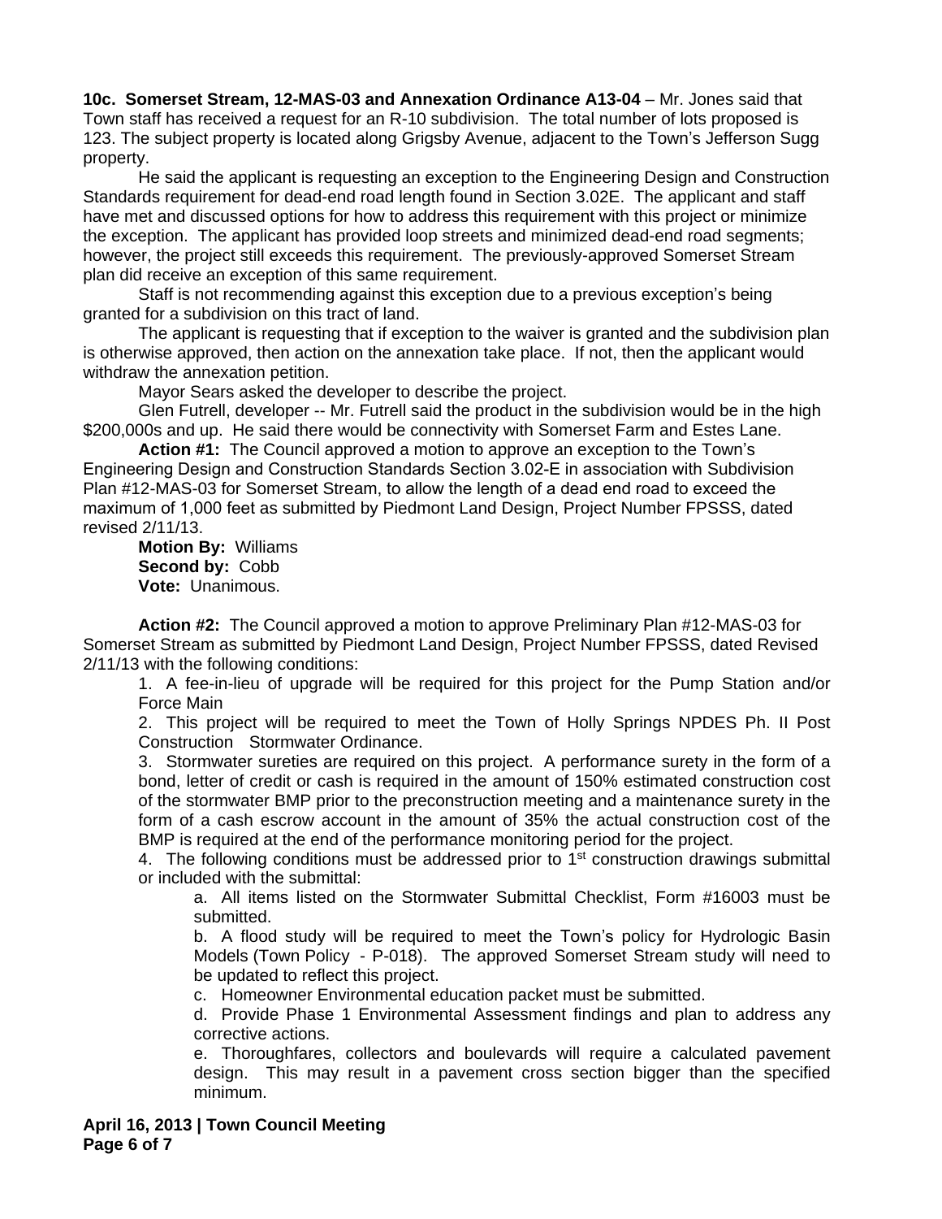**10c. Somerset Stream, 12-MAS-03 and Annexation Ordinance A13-04** – Mr. Jones said that Town staff has received a request for an R-10 subdivision. The total number of lots proposed is 123. The subject property is located along Grigsby Avenue, adjacent to the Town's Jefferson Sugg property.

He said the applicant is requesting an exception to the Engineering Design and Construction Standards requirement for dead-end road length found in Section 3.02E. The applicant and staff have met and discussed options for how to address this requirement with this project or minimize the exception. The applicant has provided loop streets and minimized dead-end road segments; however, the project still exceeds this requirement. The previously-approved Somerset Stream plan did receive an exception of this same requirement.

Staff is not recommending against this exception due to a previous exception's being granted for a subdivision on this tract of land.

The applicant is requesting that if exception to the waiver is granted and the subdivision plan is otherwise approved, then action on the annexation take place. If not, then the applicant would withdraw the annexation petition.

Mayor Sears asked the developer to describe the project.

Glen Futrell, developer -- Mr. Futrell said the product in the subdivision would be in the high $200,000s and up. He said there would be connectivity with Somerset Farm and Estes Lane.

**Action #1:** The Council approved a motion to approve an exception to the Town's Engineering Design and Construction Standards Section 3.02-E in association with Subdivision Plan #12-MAS-03 for Somerset Stream, to allow the length of a dead end road to exceed the maximum of 1,000 feet as submitted by Piedmont Land Design, Project Number FPSSS, dated revised 2/11/13.

**Motion By:** Williams
**Second by:** Cobb
**Vote:** Unanimous.

**Action #2:** The Council approved a motion to approve Preliminary Plan #12-MAS-03 for Somerset Stream as submitted by Piedmont Land Design, Project Number FPSSS, dated Revised 2/11/13 with the following conditions:

1. A fee-in-lieu of upgrade will be required for this project for the Pump Station and/or Force Main
2. This project will be required to meet the Town of Holly Springs NPDES Ph. II Post Construction Stormwater Ordinance.
3. Stormwater sureties are required on this project. A performance surety in the form of a bond, letter of credit or cash is required in the amount of 150% estimated construction cost of the stormwater BMP prior to the preconstruction meeting and a maintenance surety in the form of a cash escrow account in the amount of 35% the actual construction cost of the BMP is required at the end of the performance monitoring period for the project.
4. The following conditions must be addressed prior to 1st construction drawings submittal or included with the submittal:
    a. All items listed on the Stormwater Submittal Checklist, Form #16003 must be submitted.
    b. A flood study will be required to meet the Town's policy for Hydrologic Basin Models (Town Policy - P-018). The approved Somerset Stream study will need to be updated to reflect this project.
    c. Homeowner Environmental education packet must be submitted.
    d. Provide Phase 1 Environmental Assessment findings and plan to address any corrective actions.
    e. Thoroughfares, collectors and boulevards will require a calculated pavement design. This may result in a pavement cross section bigger than the specified minimum.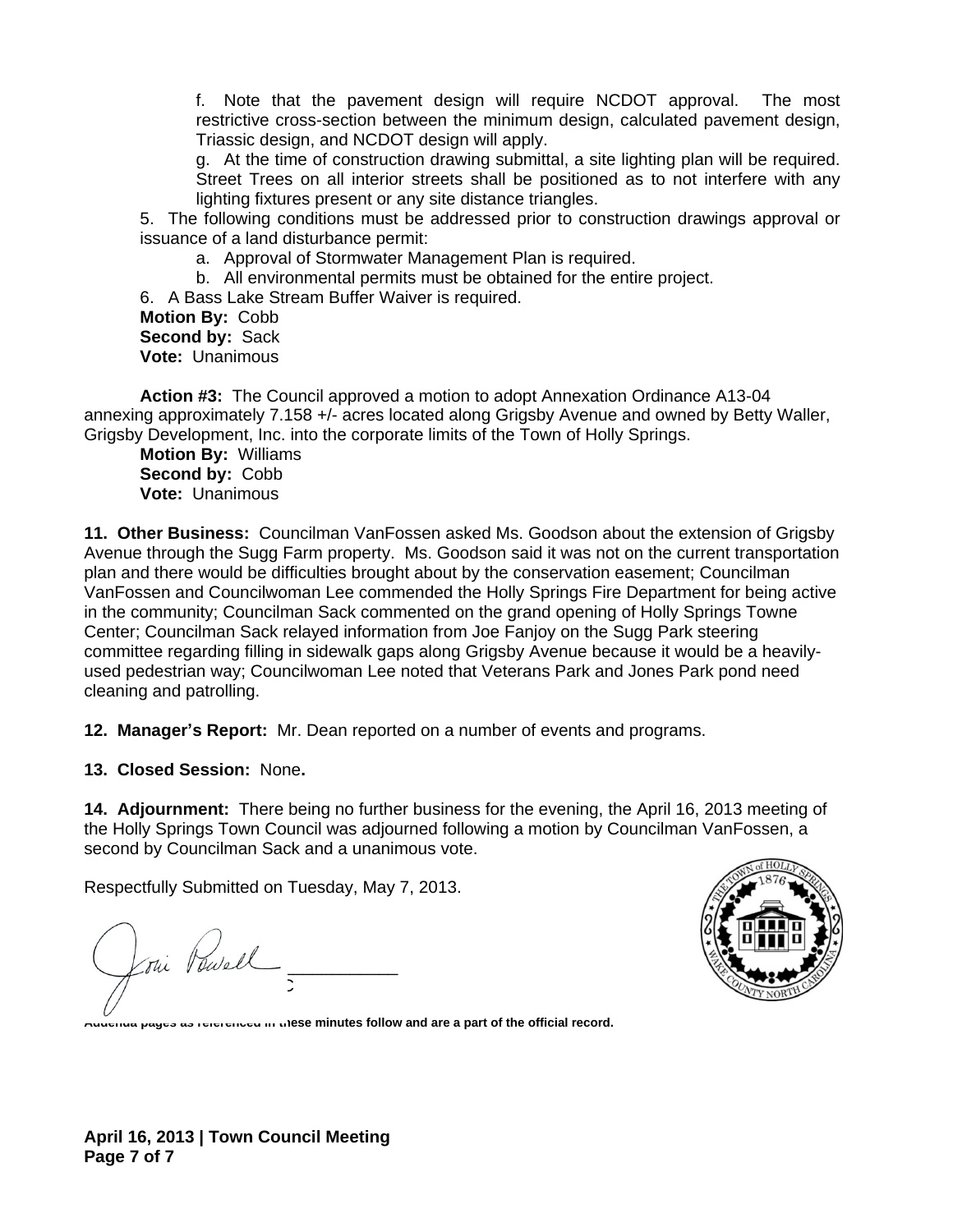f. Note that the pavement design will require NCDOT approval. The most restrictive cross-section between the minimum design, calculated pavement design, Triassic design, and NCDOT design will apply.

g. At the time of construction drawing submittal, a site lighting plan will be required. Street Trees on all interior streets shall be positioned as to not interfere with any lighting fixtures present or any site distance triangles.

5. The following conditions must be addressed prior to construction drawings approval or issuance of a land disturbance permit:

a. Approval of Stormwater Management Plan is required.

b. All environmental permits must be obtained for the entire project.

6. A Bass Lake Stream Buffer Waiver is required.

**Motion By:** Cobb
**Second by:** Sack
**Vote:** Unanimous

**Action #3:** The Council approved a motion to adopt Annexation Ordinance A13-04 annexing approximately 7.158 +/- acres located along Grigsby Avenue and owned by Betty Waller, Grigsby Development, Inc. into the corporate limits of the Town of Holly Springs.

**Motion By:** Williams
**Second by:** Cobb
**Vote:** Unanimous

**11. Other Business:** Councilman VanFossen asked Ms. Goodson about the extension of Grigsby Avenue through the Sugg Farm property. Ms. Goodson said it was not on the current transportation plan and there would be difficulties brought about by the conservation easement; Councilman VanFossen and Councilwoman Lee commended the Holly Springs Fire Department for being active in the community; Councilman Sack commented on the grand opening of Holly Springs Towne Center; Councilman Sack relayed information from Joe Fanjoy on the Sugg Park steering committee regarding filling in sidewalk gaps along Grigsby Avenue because it would be a heavily-used pedestrian way; Councilwoman Lee noted that Veterans Park and Jones Park pond need cleaning and patrolling.

**12. Manager's Report:** Mr. Dean reported on a number of events and programs.

**13. Closed Session:** None**.**

**14. Adjournment:** There being no further business for the evening, the April 16, 2013 meeting of the Holly Springs Town Council was adjourned following a motion by Councilman VanFossen, a second by Councilman Sack and a unanimous vote.

Respectfully Submitted on Tuesday, May 7, 2013.

Joni Powell

**Addenda pages as referenced in these minutes follow and are a part of the official record.**